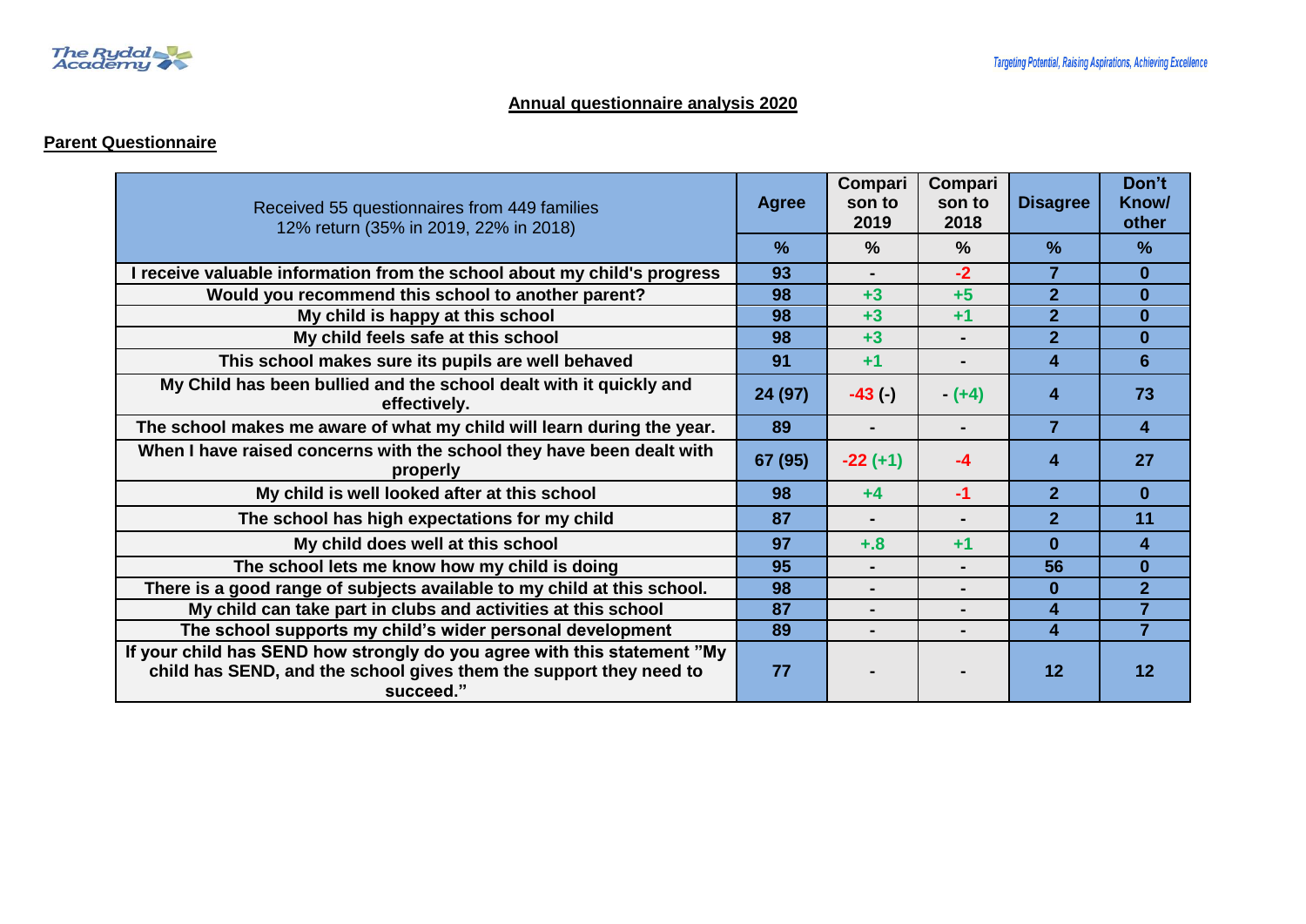## Annual questionnaire analysis 2020

### Parent Questionnaire

| Received 55 questionnaires from 449 families 12% return (35% in 2019, 22% in 2018) | Agree | Comparison to 2019 | Comparison to 2018 | Disagree | Don't Know/ other |
|---|---|---|---|---|---|
| | % | % | % | % | % |
| I receive valuable information from the school about my child's progress | 93 | - | -2 | 7 | 0 |
| Would you recommend this school to another parent? | 98 | +3 | +5 | 2 | 0 |
| My child is happy at this school | 98 | +3 | +1 | 2 | 0 |
| My child feels safe at this school | 98 | +3 | - | 2 | 0 |
| This school makes sure its pupils are well behaved | 91 | +1 | - | 4 | 6 |
| My Child has been bullied and the school dealt with it quickly and effectively. | 24 (97) | -43 (-) | - (+4) | 4 | 73 |
| The school makes me aware of what my child will learn during the year. | 89 | - | - | 7 | 4 |
| When I have raised concerns with the school they have been dealt with properly | 67 (95) | -22 (+1) | -4 | 4 | 27 |
| My child is well looked after at this school | 98 | +4 | -1 | 2 | 0 |
| The school has high expectations for my child | 87 | - | - | 2 | 11 |
| My child does well at this school | 97 | +.8 | +1 | 0 | 4 |
| The school lets me know how my child is doing | 95 | - | - | 56 | 0 |
| There is a good range of subjects available to my child at this school. | 98 | - | - | 0 | 2 |
| My child can take part in clubs and activities at this school | 87 | - | - | 4 | 7 |
| The school supports my child's wider personal development | 89 | - | - | 4 | 7 |
| If your child has SEND how strongly do you agree with this statement "My child has SEND, and the school gives them the support they need to succeed." | 77 | - | - | 12 | 12 |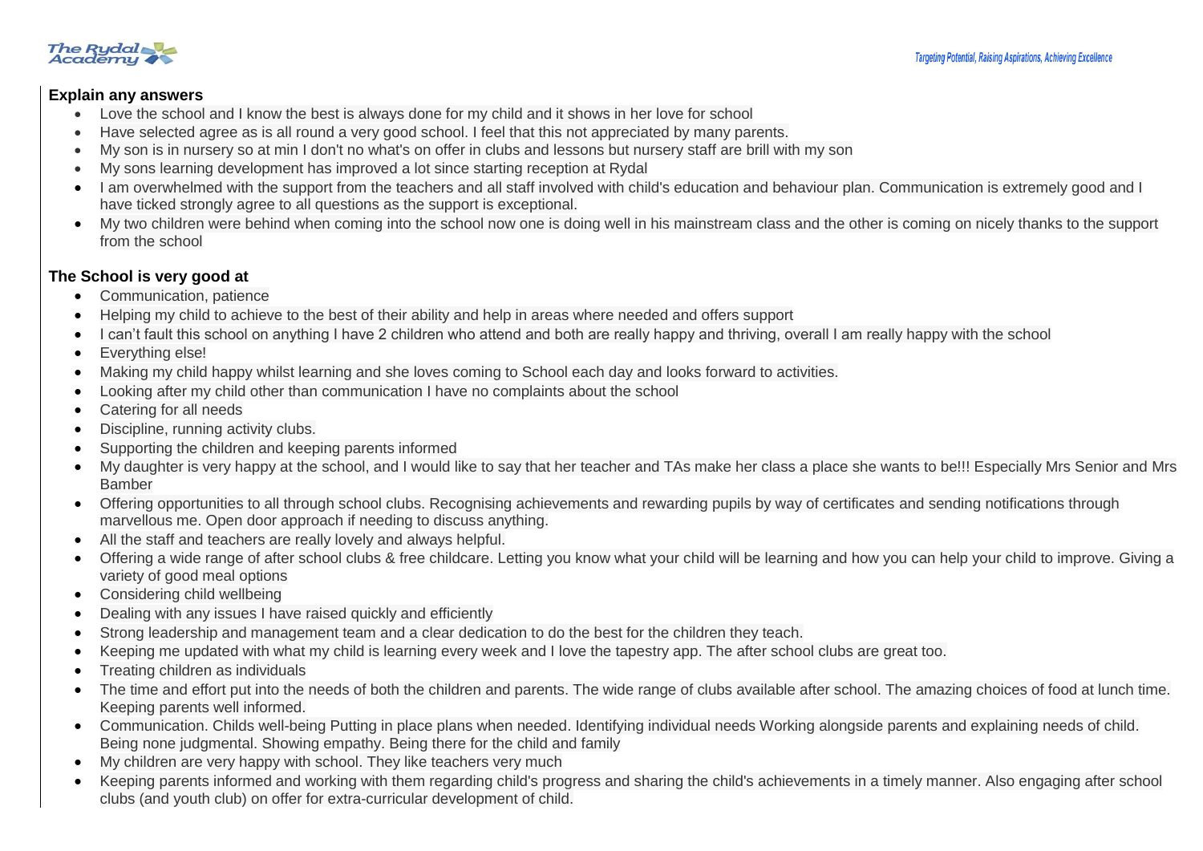**Explain any answers**

- Love the school and I know the best is always done for my child and it shows in her love for school
- Have selected agree as is all round a very good school. I feel that this not appreciated by many parents.
- My son is in nursery so at min I don't no what's on offer in clubs and lessons but nursery staff are brill with my son
- My sons learning development has improved a lot since starting reception at Rydal
- I am overwhelmed with the support from the teachers and all staff involved with child's education and behaviour plan. Communication is extremely good and I have ticked strongly agree to all questions as the support is exceptional.
- My two children were behind when coming into the school now one is doing well in his mainstream class and the other is coming on nicely thanks to the support from the school

**The School is very good at**

- Communication, patience
- Helping my child to achieve to the best of their ability and help in areas where needed and offers support
- I can't fault this school on anything I have 2 children who attend and both are really happy and thriving, overall I am really happy with the school
- Everything else!
- Making my child happy whilst learning and she loves coming to School each day and looks forward to activities.
- Looking after my child other than communication I have no complaints about the school
- Catering for all needs
- Discipline, running activity clubs.
- Supporting the children and keeping parents informed
- My daughter is very happy at the school, and I would like to say that her teacher and TAs make her class a place she wants to be!!! Especially Mrs Senior and Mrs Bamber
- Offering opportunities to all through school clubs. Recognising achievements and rewarding pupils by way of certificates and sending notifications through marvellous me. Open door approach if needing to discuss anything.
- All the staff and teachers are really lovely and always helpful.
- Offering a wide range of after school clubs & free childcare. Letting you know what your child will be learning and how you can help your child to improve. Giving a variety of good meal options
- Considering child wellbeing
- Dealing with any issues I have raised quickly and efficiently
- Strong leadership and management team and a clear dedication to do the best for the children they teach.
- Keeping me updated with what my child is learning every week and I love the tapestry app. The after school clubs are great too.
- Treating children as individuals
- The time and effort put into the needs of both the children and parents. The wide range of clubs available after school. The amazing choices of food at lunch time. Keeping parents well informed.
- Communication. Childs well-being Putting in place plans when needed. Identifying individual needs Working alongside parents and explaining needs of child. Being none judgmental. Showing empathy. Being there for the child and family
- My children are very happy with school. They like teachers very much
- Keeping parents informed and working with them regarding child's progress and sharing the child's achievements in a timely manner. Also engaging after school clubs (and youth club) on offer for extra-curricular development of child.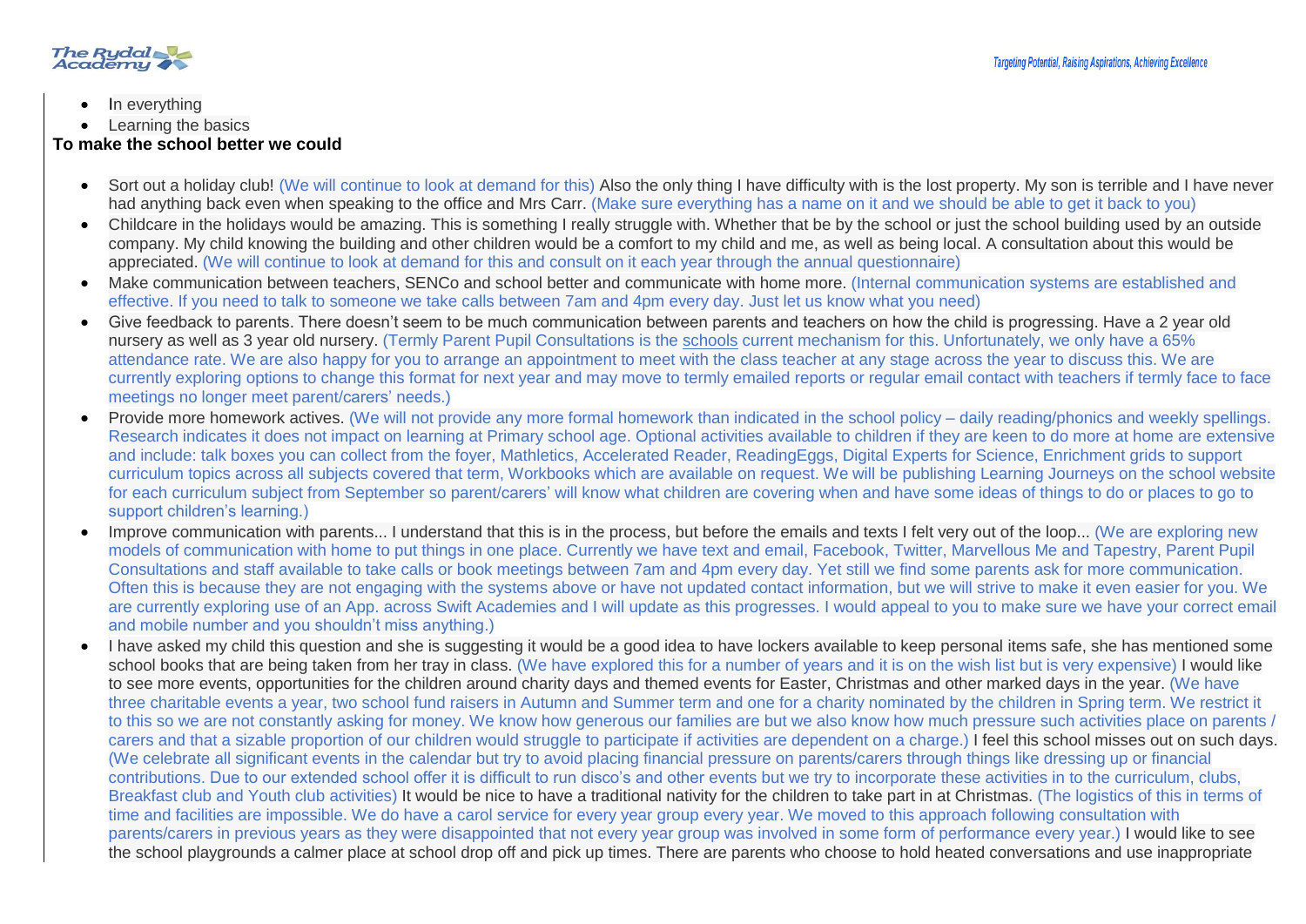- In everything
- Learning the basics

**To make the school better we could**

- Sort out a holiday club! (We will continue to look at demand for this) Also the only thing I have difficulty with is the lost property. My son is terrible and I have never had anything back even when speaking to the office and Mrs Carr. (Make sure everything has a name on it and we should be able to get it back to you)
- Childcare in the holidays would be amazing. This is something I really struggle with. Whether that be by the school or just the school building used by an outside company. My child knowing the building and other children would be a comfort to my child and me, as well as being local. A consultation about this would be appreciated. (We will continue to look at demand for this and consult on it each year through the annual questionnaire)
- Make communication between teachers, SENCo and school better and communicate with home more. (Internal communication systems are established and effective. If you need to talk to someone we take calls between 7am and 4pm every day. Just let us know what you need)
- Give feedback to parents. There doesn't seem to be much communication between parents and teachers on how the child is progressing. Have a 2 year old nursery as well as 3 year old nursery. (Termly Parent Pupil Consultations is the schools current mechanism for this. Unfortunately, we only have a 65% attendance rate. We are also happy for you to arrange an appointment to meet with the class teacher at any stage across the year to discuss this. We are currently exploring options to change this format for next year and may move to termly emailed reports or regular email contact with teachers if termly face to face meetings no longer meet parent/carers' needs.)
- Provide more homework actives. (We will not provide any more formal homework than indicated in the school policy – daily reading/phonics and weekly spellings. Research indicates it does not impact on learning at Primary school age. Optional activities available to children if they are keen to do more at home are extensive and include: talk boxes you can collect from the foyer, Mathletics, Accelerated Reader, ReadingEggs, Digital Experts for Science, Enrichment grids to support curriculum topics across all subjects covered that term, Workbooks which are available on request. We will be publishing Learning Journeys on the school website for each curriculum subject from September so parent/carers' will know what children are covering when and have some ideas of things to do or places to go to support children's learning.)
- Improve communication with parents... I understand that this is in the process, but before the emails and texts I felt very out of the loop... (We are exploring new models of communication with home to put things in one place. Currently we have text and email, Facebook, Twitter, Marvellous Me and Tapestry, Parent Pupil Consultations and staff available to take calls or book meetings between 7am and 4pm every day. Yet still we find some parents ask for more communication. Often this is because they are not engaging with the systems above or have not updated contact information, but we will strive to make it even easier for you. We are currently exploring use of an App. across Swift Academies and I will update as this progresses. I would appeal to you to make sure we have your correct email and mobile number and you shouldn't miss anything.)
- I have asked my child this question and she is suggesting it would be a good idea to have lockers available to keep personal items safe, she has mentioned some school books that are being taken from her tray in class. (We have explored this for a number of years and it is on the wish list but is very expensive) I would like to see more events, opportunities for the children around charity days and themed events for Easter, Christmas and other marked days in the year. (We have three charitable events a year, two school fund raisers in Autumn and Summer term and one for a charity nominated by the children in Spring term. We restrict it to this so we are not constantly asking for money. We know how generous our families are but we also know how much pressure such activities place on parents / carers and that a sizable proportion of our children would struggle to participate if activities are dependent on a charge.) I feel this school misses out on such days. (We celebrate all significant events in the calendar but try to avoid placing financial pressure on parents/carers through things like dressing up or financial contributions. Due to our extended school offer it is difficult to run disco's and other events but we try to incorporate these activities in to the curriculum, clubs, Breakfast club and Youth club activities) It would be nice to have a traditional nativity for the children to take part in at Christmas. (The logistics of this in terms of time and facilities are impossible. We do have a carol service for every year group every year. We moved to this approach following consultation with parents/carers in previous years as they were disappointed that not every year group was involved in some form of performance every year.) I would like to see the school playgrounds a calmer place at school drop off and pick up times. There are parents who choose to hold heated conversations and use inappropriate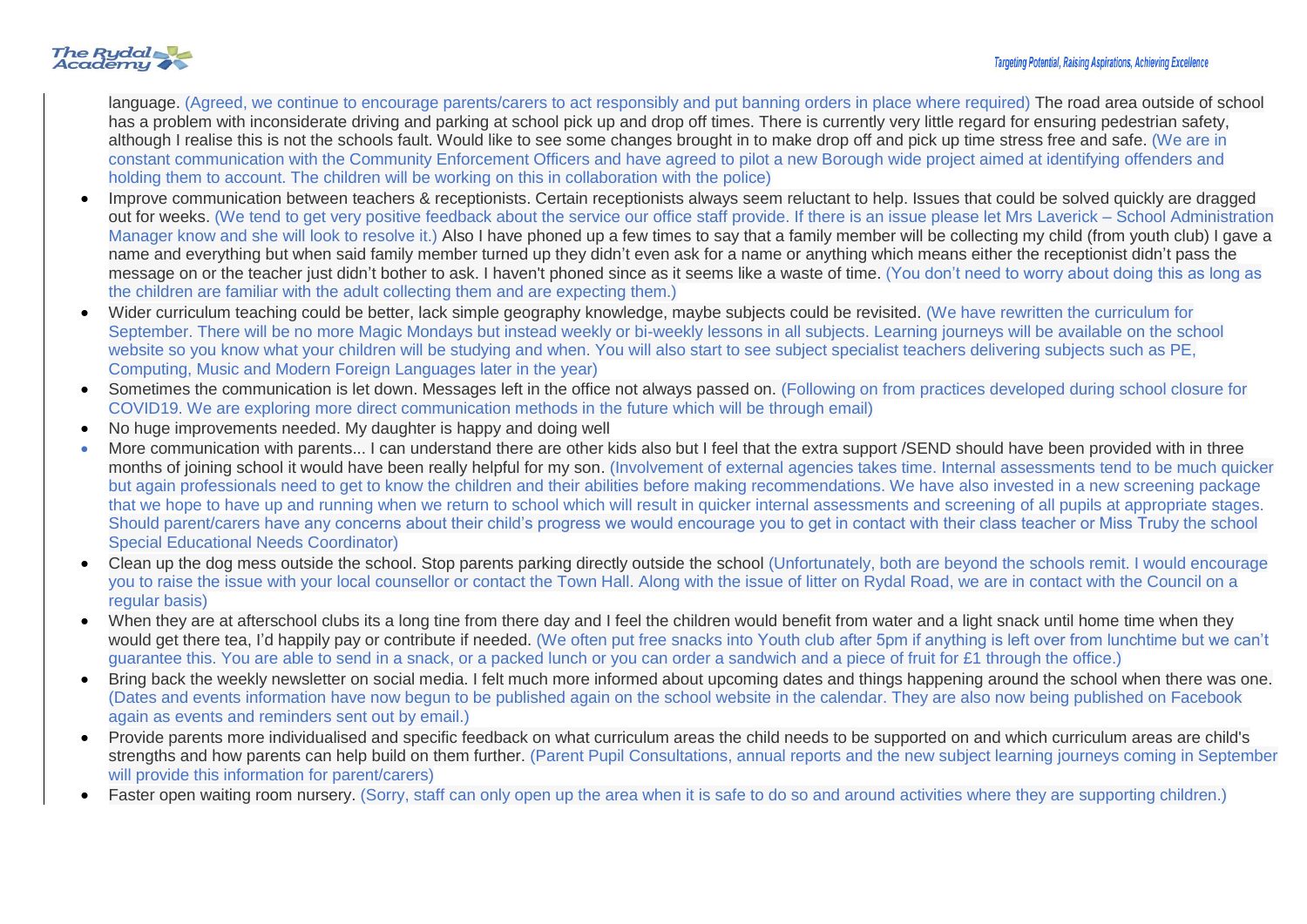language. (Agreed, we continue to encourage parents/carers to act responsibly and put banning orders in place where required) The road area outside of school has a problem with inconsiderate driving and parking at school pick up and drop off times. There is currently very little regard for ensuring pedestrian safety, although I realise this is not the schools fault. Would like to see some changes brought in to make drop off and pick up time stress free and safe. (We are in constant communication with the Community Enforcement Officers and have agreed to pilot a new Borough wide project aimed at identifying offenders and holding them to account. The children will be working on this in collaboration with the police)

- Improve communication between teachers & receptionists. Certain receptionists always seem reluctant to help. Issues that could be solved quickly are dragged out for weeks. (We tend to get very positive feedback about the service our office staff provide. If there is an issue please let Mrs Laverick – School Administration Manager know and she will look to resolve it.) Also I have phoned up a few times to say that a family member will be collecting my child (from youth club) I gave a name and everything but when said family member turned up they didn't even ask for a name or anything which means either the receptionist didn't pass the message on or the teacher just didn't bother to ask. I haven't phoned since as it seems like a waste of time. (You don't need to worry about doing this as long as the children are familiar with the adult collecting them and are expecting them.)
- Wider curriculum teaching could be better, lack simple geography knowledge, maybe subjects could be revisited. (We have rewritten the curriculum for September. There will be no more Magic Mondays but instead weekly or bi-weekly lessons in all subjects. Learning journeys will be available on the school website so you know what your children will be studying and when. You will also start to see subject specialist teachers delivering subjects such as PE, Computing, Music and Modern Foreign Languages later in the year)
- Sometimes the communication is let down. Messages left in the office not always passed on. (Following on from practices developed during school closure for COVID19. We are exploring more direct communication methods in the future which will be through email)
- No huge improvements needed. My daughter is happy and doing well
- More communication with parents... I can understand there are other kids also but I feel that the extra support /SEND should have been provided with in three months of joining school it would have been really helpful for my son. (Involvement of external agencies takes time. Internal assessments tend to be much quicker but again professionals need to get to know the children and their abilities before making recommendations. We have also invested in a new screening package that we hope to have up and running when we return to school which will result in quicker internal assessments and screening of all pupils at appropriate stages. Should parent/carers have any concerns about their child's progress we would encourage you to get in contact with their class teacher or Miss Truby the school Special Educational Needs Coordinator)
- Clean up the dog mess outside the school. Stop parents parking directly outside the school (Unfortunately, both are beyond the schools remit. I would encourage you to raise the issue with your local counsellor or contact the Town Hall. Along with the issue of litter on Rydal Road, we are in contact with the Council on a regular basis)
- When they are at afterschool clubs its a long tine from there day and I feel the children would benefit from water and a light snack until home time when they would get there tea, I'd happily pay or contribute if needed. (We often put free snacks into Youth club after 5pm if anything is left over from lunchtime but we can't guarantee this. You are able to send in a snack, or a packed lunch or you can order a sandwich and a piece of fruit for £1 through the office.)
- Bring back the weekly newsletter on social media. I felt much more informed about upcoming dates and things happening around the school when there was one. (Dates and events information have now begun to be published again on the school website in the calendar. They are also now being published on Facebook again as events and reminders sent out by email.)
- Provide parents more individualised and specific feedback on what curriculum areas the child needs to be supported on and which curriculum areas are child's strengths and how parents can help build on them further. (Parent Pupil Consultations, annual reports and the new subject learning journeys coming in September will provide this information for parent/carers)
- Faster open waiting room nursery. (Sorry, staff can only open up the area when it is safe to do so and around activities where they are supporting children.)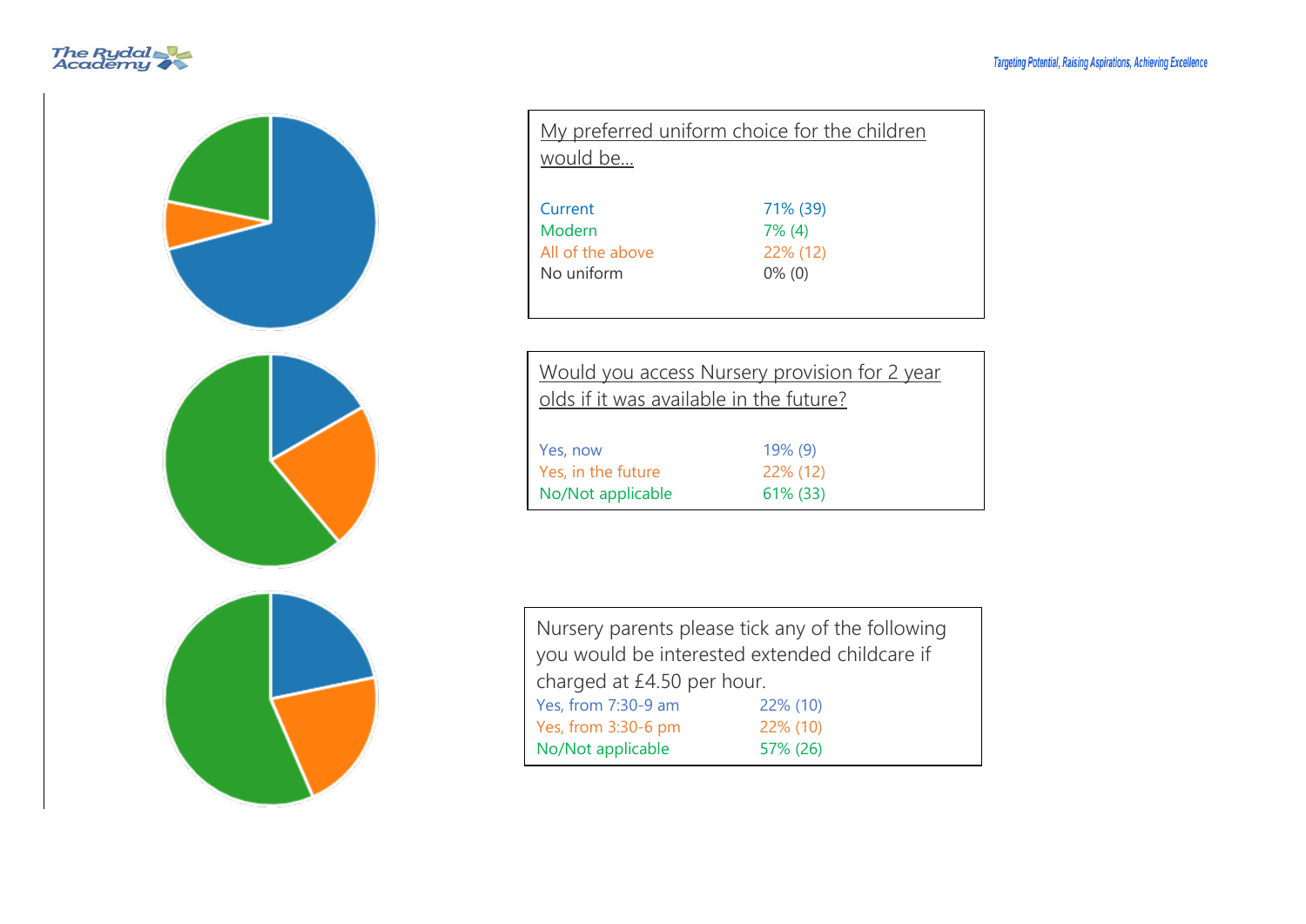My preferred uniform choice for the children would be…

| | |
|---|---|
| Current | 71% (39) |
| Modern | 7% (4) |
| All of the above | 22% (12) |
| No uniform | 0% (0) |

Would you access Nursery provision for 2 year olds if it was available in the future?

| | |
|---|---|
| Yes, now | 19% (9) |
| Yes, in the future | 22% (12) |
| No/Not applicable | 61% (33) |

Nursery parents please tick any of the following you would be interested extended childcare if charged at £4.50 per hour.

| | |
|---|---|
| Yes, from 7:30-9 am | 22% (10) |
| Yes, from 3:30-6 pm | 22% (10) |
| No/Not applicable | 57% (26) |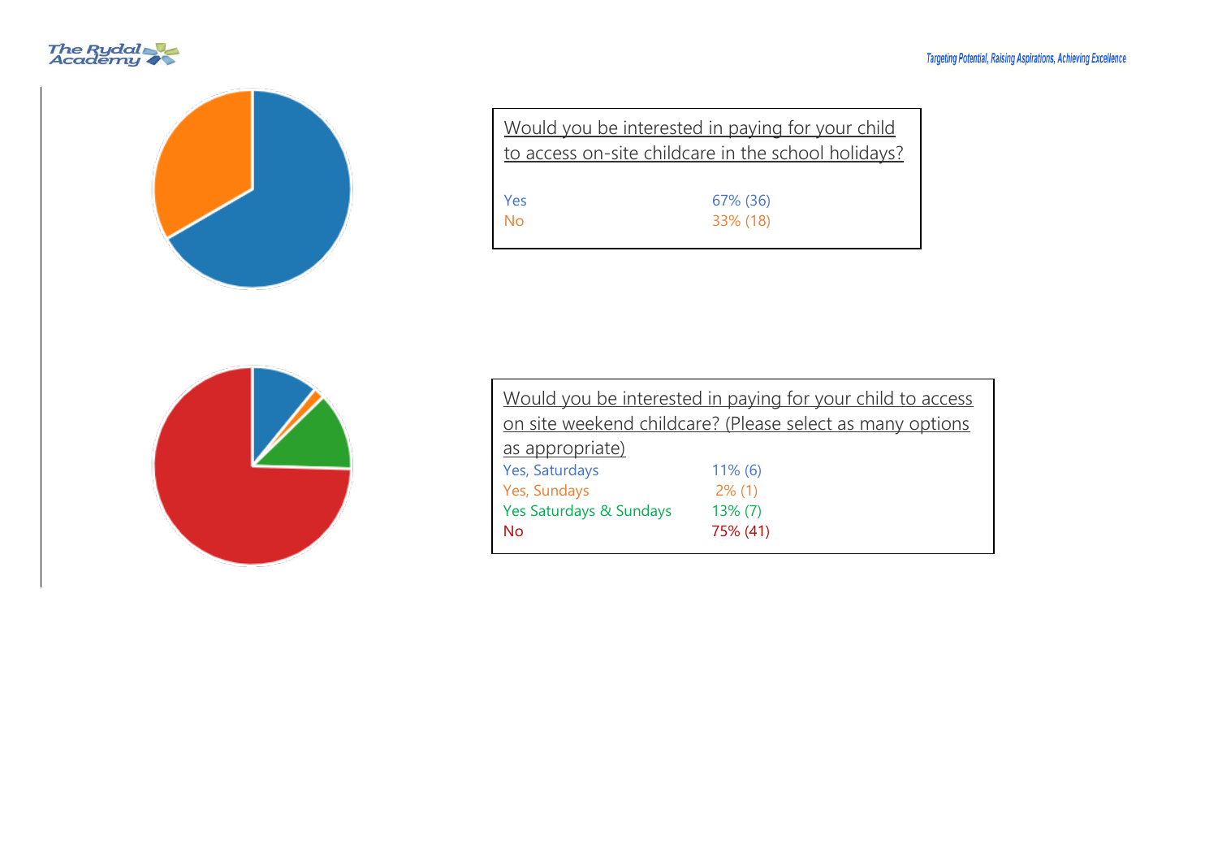Would you be interested in paying for your child to access on-site childcare in the school holidays?

| | |
|---|---|
| Yes | 67% (36) |
| No | 33% (18) |

Would you be interested in paying for your child to access on site weekend childcare? (Please select as many options as appropriate)

| | |
|---|---|
| Yes, Saturdays | 11% (6) |
| Yes, Sundays | 2% (1) |
| Yes Saturdays & Sundays | 13% (7) |
| No | 75% (41) |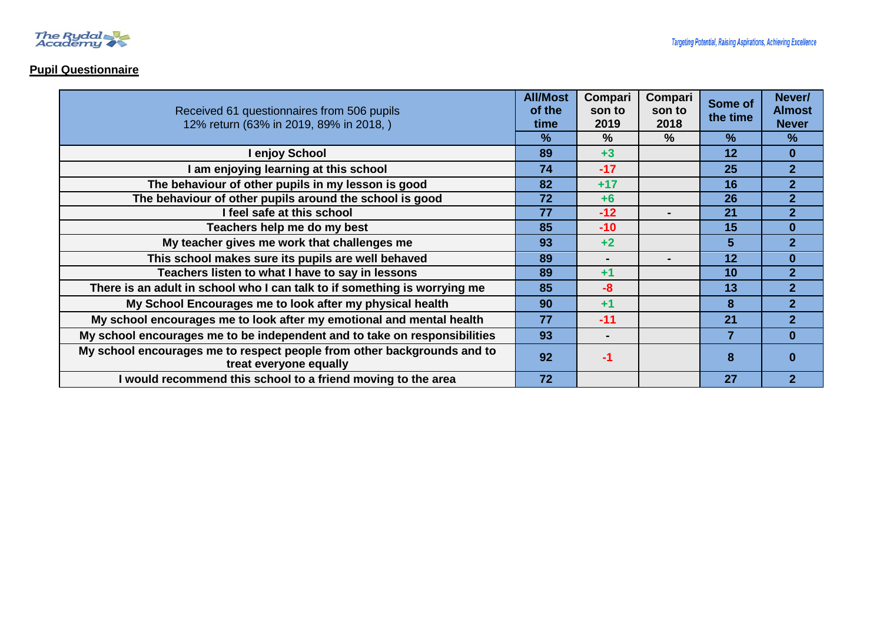## Pupil Questionnaire

| Received 61 questionnaires from 506 pupils 12% return (63% in 2019, 89% in 2018, ) | All/Most of the time | Comparison to 2019 | Comparison to 2018 | Some of the time | Never/ Almost Never |
|---|---|---|---|---|---|
| | % | % | % | % | % |
| I enjoy School | 89 | +3 | | 12 | 0 |
| I am enjoying learning at this school | 74 | -17 | | 25 | 2 |
| The behaviour of other pupils in my lesson is good | 82 | +17 | | 16 | 2 |
| The behaviour of other pupils around the school is good | 72 | +6 | | 26 | 2 |
| I feel safe at this school | 77 | -12 | - | 21 | 2 |
| Teachers help me do my best | 85 | -10 | | 15 | 0 |
| My teacher gives me work that challenges me | 93 | +2 | | 5 | 2 |
| This school makes sure its pupils are well behaved | 89 | - | - | 12 | 0 |
| Teachers listen to what I have to say in lessons | 89 | +1 | | 10 | 2 |
| There is an adult in school who I can talk to if something is worrying me | 85 | -8 | | 13 | 2 |
| My School Encourages me to look after my physical health | 90 | +1 | | 8 | 2 |
| My school encourages me to look after my emotional and mental health | 77 | -11 | | 21 | 2 |
| My school encourages me to be independent and to take on responsibilities | 93 | - | | 7 | 0 |
| My school encourages me to respect people from other backgrounds and to treat everyone equally | 92 | -1 | | 8 | 0 |
| I would recommend this school to a friend moving to the area | 72 | | | 27 | 2 |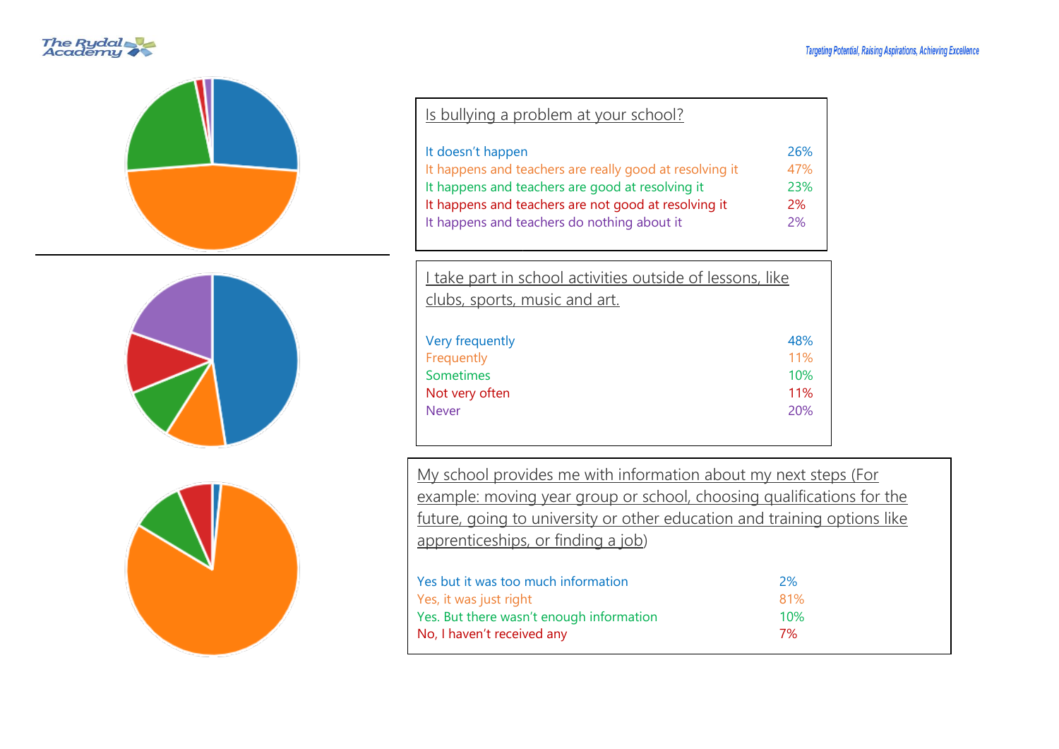Is bullying a problem at your school?

| | |
|---|---|
| It doesn't happen | 26% |
| It happens and teachers are really good at resolving it | 47% |
| It happens and teachers are good at resolving it | 23% |
| It happens and teachers are not good at resolving it | 2% |
| It happens and teachers do nothing about it | 2% |

I take part in school activities outside of lessons, like clubs, sports, music and art.

| | |
|---|---|
| Very frequently | 48% |
| Frequently | 11% |
| Sometimes | 10% |
| Not very often | 11% |
| Never | 20% |

My school provides me with information about my next steps (For example: moving year group or school, choosing qualifications for the future, going to university or other education and training options like apprenticeships, or finding a job)

| | |
|---|---|
| Yes but it was too much information | 2% |
| Yes, it was just right | 81% |
| Yes. But there wasn't enough information | 10% |
| No, I haven't received any | 7% |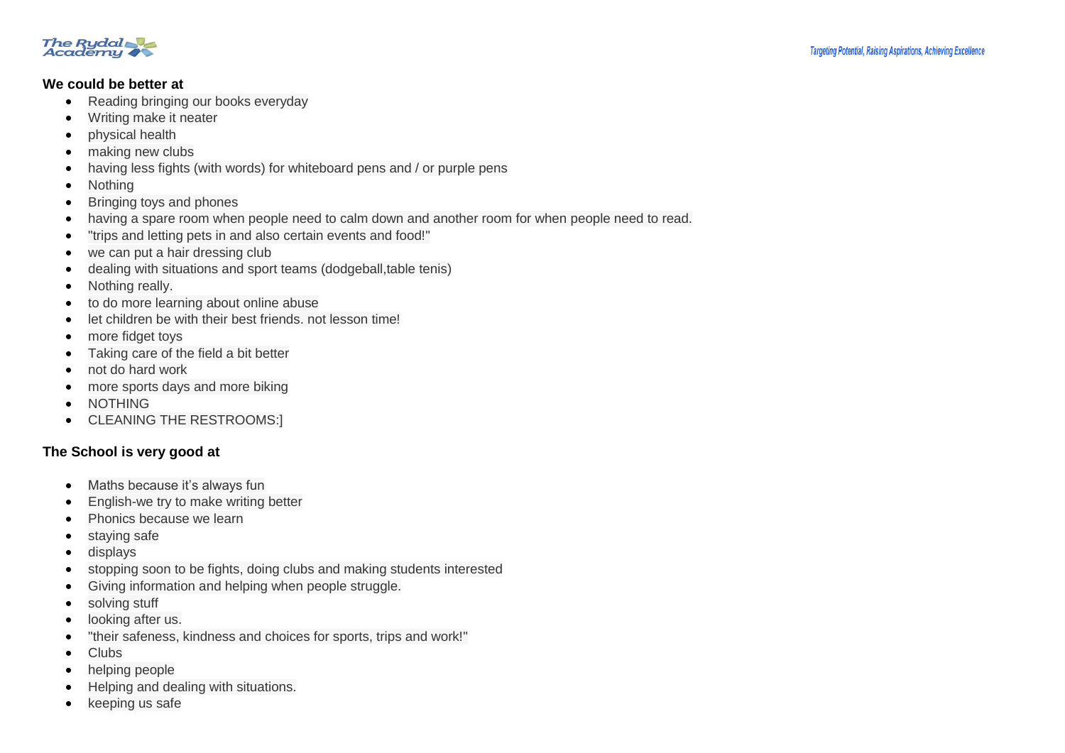**We could be better at**

- Reading bringing our books everyday
- Writing make it neater
- physical health
- making new clubs
- having less fights (with words) for whiteboard pens and / or purple pens
- Nothing
- Bringing toys and phones
- having a spare room when people need to calm down and another room for when people need to read.
- "trips and letting pets in and also certain events and food!"
- we can put a hair dressing club
- dealing with situations and sport teams (dodgeball,table tenis)
- Nothing really.
- to do more learning about online abuse
- let children be with their best friends. not lesson time!
- more fidget toys
- Taking care of the field a bit better
- not do hard work
- more sports days and more biking
- NOTHING
- CLEANING THE RESTROOMS:]

**The School is very good at**

- Maths because it's always fun
- English-we try to make writing better
- Phonics because we learn
- staying safe
- displays
- stopping soon to be fights, doing clubs and making students interested
- Giving information and helping when people struggle.
- solving stuff
- looking after us.
- "their safeness, kindness and choices for sports, trips and work!"
- Clubs
- helping people
- Helping and dealing with situations.
- keeping us safe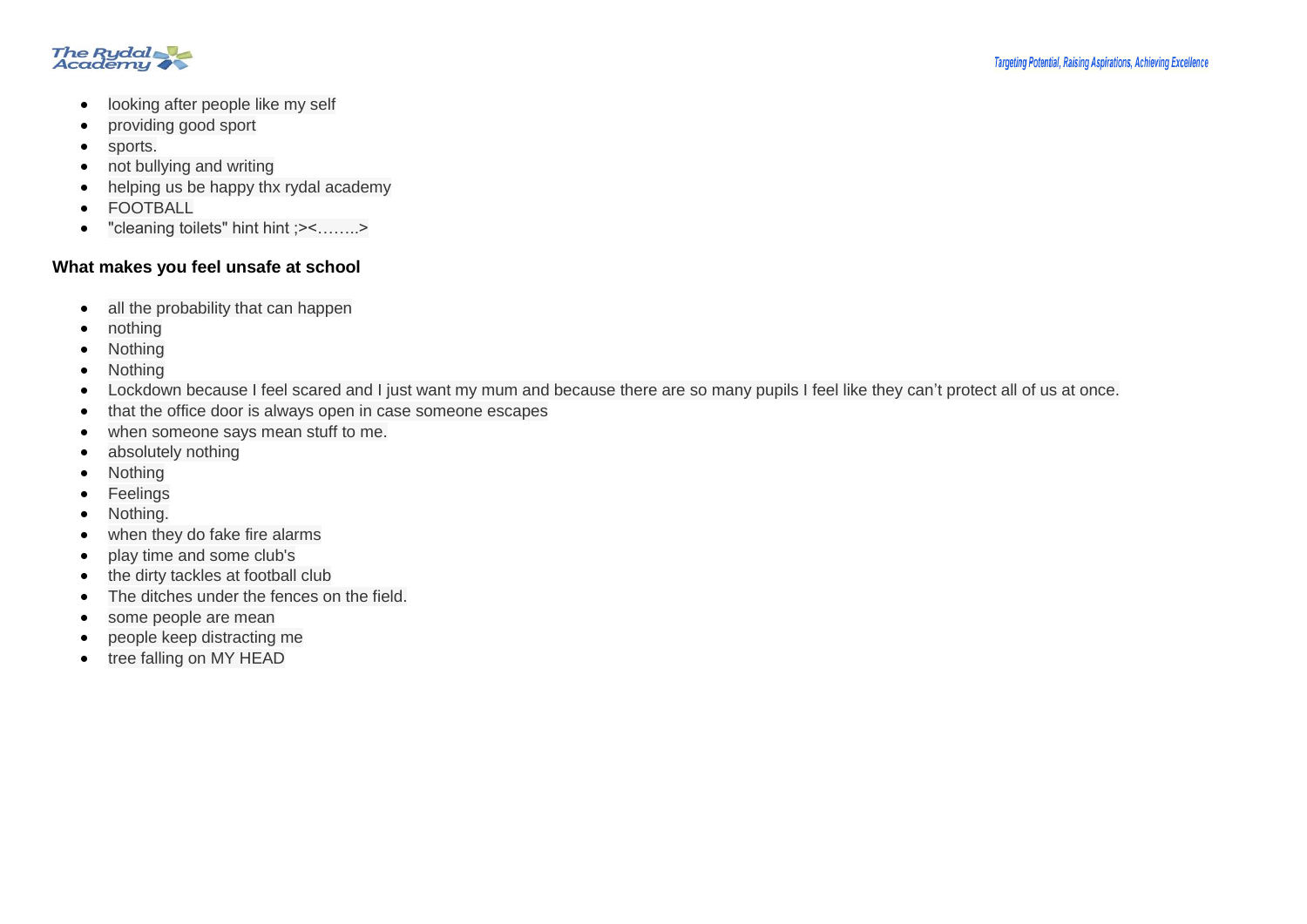- looking after people like my self
- providing good sport
- sports.
- not bullying and writing
- helping us be happy thx rydal academy
- FOOTBALL
- "cleaning toilets" hint hint ;><……..>

**What makes you feel unsafe at school**

- all the probability that can happen
- nothing
- Nothing
- Nothing
- Lockdown because I feel scared and I just want my mum and because there are so many pupils I feel like they can’t protect all of us at once.
- that the office door is always open in case someone escapes
- when someone says mean stuff to me.
- absolutely nothing
- Nothing
- Feelings
- Nothing.
- when they do fake fire alarms
- play time and some club's
- the dirty tackles at football club
- The ditches under the fences on the field.
- some people are mean
- people keep distracting me
- tree falling on MY HEAD